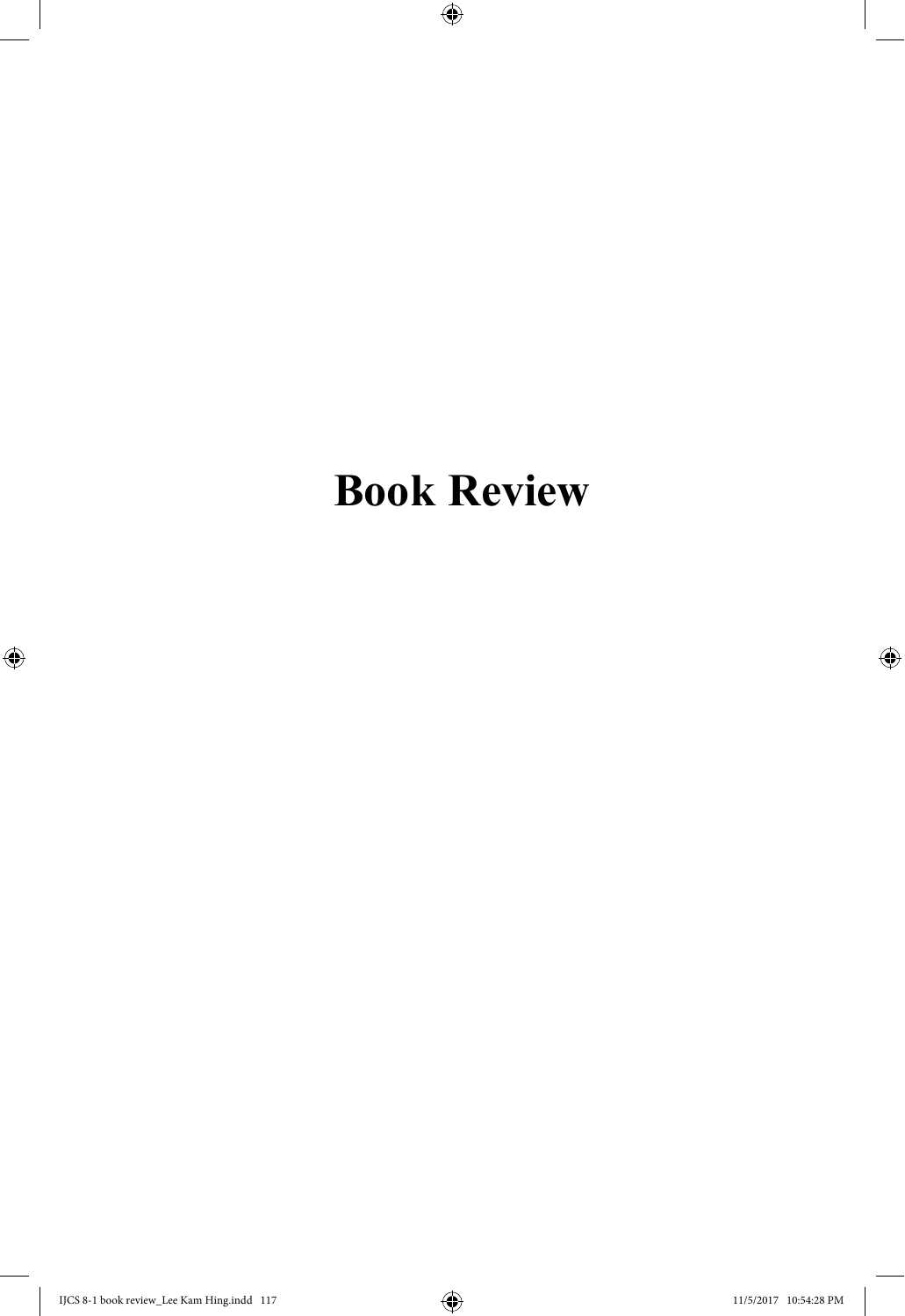# Book Review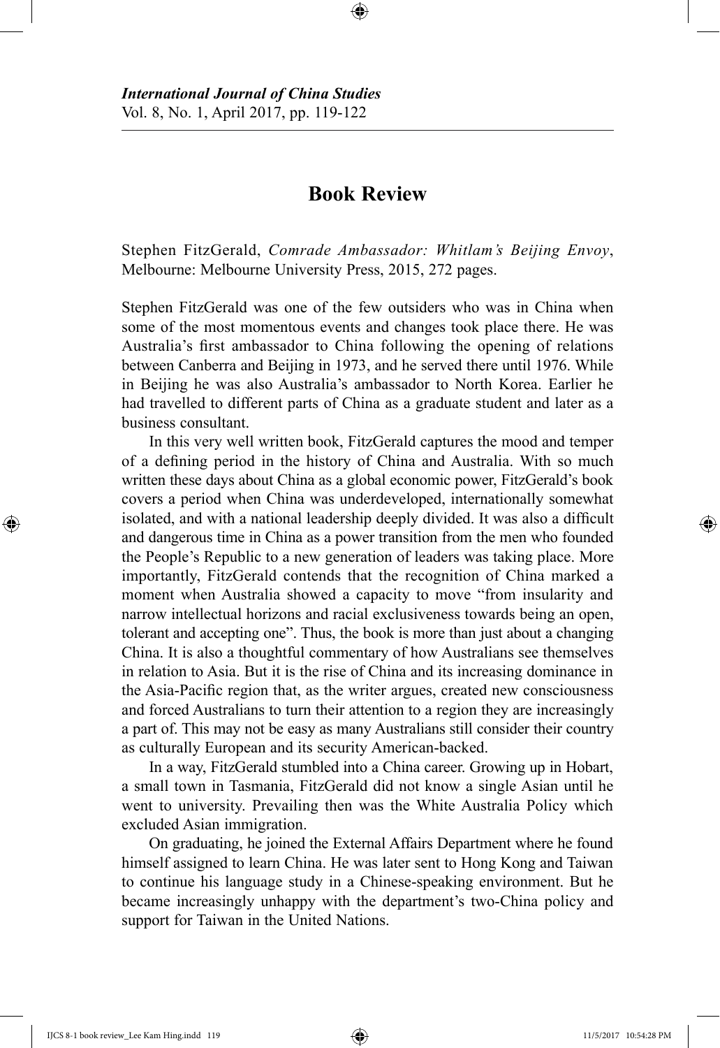# Book Review

Stephen FitzGerald, *Comrade Ambassador: Whitlam's Beijing Envoy*, Melbourne: Melbourne University Press, 2015, 272 pages.

Stephen FitzGerald was one of the few outsiders who was in China when some of the most momentous events and changes took place there. He was Australia's first ambassador to China following the opening of relations between Canberra and Beijing in 1973, and he served there until 1976. While in Beijing he was also Australia's ambassador to North Korea. Earlier he had travelled to different parts of China as a graduate student and later as a business consultant.

In this very well written book, FitzGerald captures the mood and temper of a defining period in the history of China and Australia. With so much written these days about China as a global economic power, FitzGerald's book covers a period when China was underdeveloped, internationally somewhat isolated, and with a national leadership deeply divided. It was also a difficult and dangerous time in China as a power transition from the men who founded the People's Republic to a new generation of leaders was taking place. More importantly, FitzGerald contends that the recognition of China marked a moment when Australia showed a capacity to move "from insularity and narrow intellectual horizons and racial exclusiveness towards being an open, tolerant and accepting one". Thus, the book is more than just about a changing China. It is also a thoughtful commentary of how Australians see themselves in relation to Asia. But it is the rise of China and its increasing dominance in the Asia-Pacific region that, as the writer argues, created new consciousness and forced Australians to turn their attention to a region they are increasingly a part of. This may not be easy as many Australians still consider their country as culturally European and its security American-backed.

In a way, FitzGerald stumbled into a China career. Growing up in Hobart, a small town in Tasmania, FitzGerald did not know a single Asian until he went to university. Prevailing then was the White Australia Policy which excluded Asian immigration.

On graduating, he joined the External Affairs Department where he found himself assigned to learn China. He was later sent to Hong Kong and Taiwan to continue his language study in a Chinese-speaking environment. But he became increasingly unhappy with the department's two-China policy and support for Taiwan in the United Nations.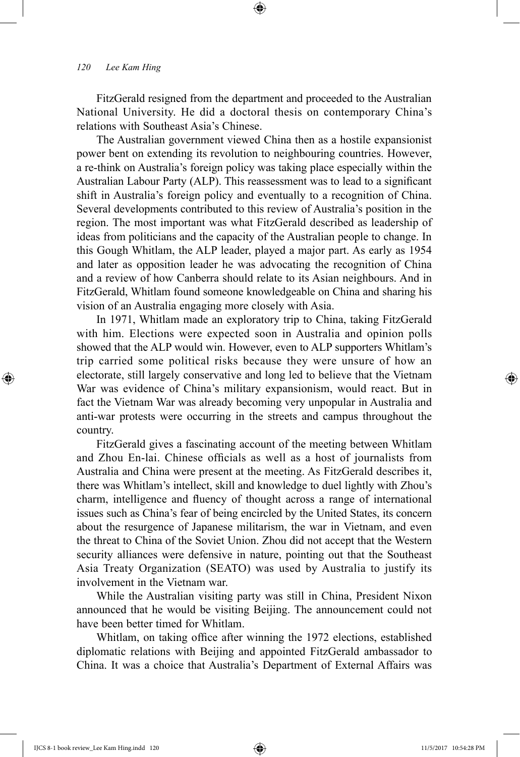FitzGerald resigned from the department and proceeded to the Australian National University. He did a doctoral thesis on contemporary China's relations with Southeast Asia's Chinese.

The Australian government viewed China then as a hostile expansionist power bent on extending its revolution to neighbouring countries. However, a re-think on Australia's foreign policy was taking place especially within the Australian Labour Party (ALP). This reassessment was to lead to a significant shift in Australia's foreign policy and eventually to a recognition of China. Several developments contributed to this review of Australia's position in the region. The most important was what FitzGerald described as leadership of ideas from politicians and the capacity of the Australian people to change. In this Gough Whitlam, the ALP leader, played a major part. As early as 1954 and later as opposition leader he was advocating the recognition of China and a review of how Canberra should relate to its Asian neighbours. And in FitzGerald, Whitlam found someone knowledgeable on China and sharing his vision of an Australia engaging more closely with Asia.

In 1971, Whitlam made an exploratory trip to China, taking FitzGerald with him. Elections were expected soon in Australia and opinion polls showed that the ALP would win. However, even to ALP supporters Whitlam's trip carried some political risks because they were unsure of how an electorate, still largely conservative and long led to believe that the Vietnam War was evidence of China's military expansionism, would react. But in fact the Vietnam War was already becoming very unpopular in Australia and anti-war protests were occurring in the streets and campus throughout the country.

FitzGerald gives a fascinating account of the meeting between Whitlam and Zhou En-lai. Chinese officials as well as a host of journalists from Australia and China were present at the meeting. As FitzGerald describes it, there was Whitlam's intellect, skill and knowledge to duel lightly with Zhou's charm, intelligence and fluency of thought across a range of international issues such as China's fear of being encircled by the United States, its concern about the resurgence of Japanese militarism, the war in Vietnam, and even the threat to China of the Soviet Union. Zhou did not accept that the Western security alliances were defensive in nature, pointing out that the Southeast Asia Treaty Organization (SEATO) was used by Australia to justify its involvement in the Vietnam war.

While the Australian visiting party was still in China, President Nixon announced that he would be visiting Beijing. The announcement could not have been better timed for Whitlam.

Whitlam, on taking office after winning the 1972 elections, established diplomatic relations with Beijing and appointed FitzGerald ambassador to China. It was a choice that Australia's Department of External Affairs was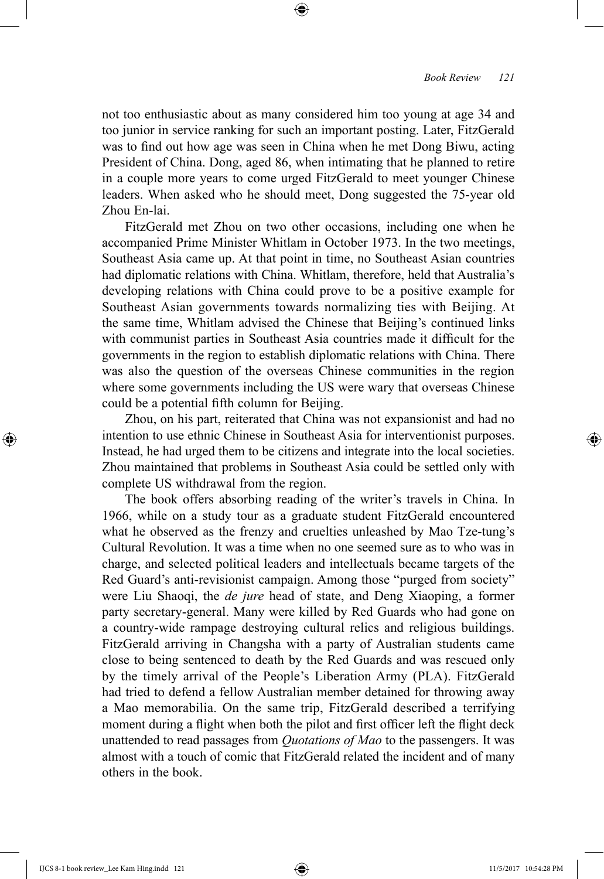not too enthusiastic about as many considered him too young at age 34 and too junior in service ranking for such an important posting. Later, FitzGerald was to find out how age was seen in China when he met Dong Biwu, acting President of China. Dong, aged 86, when intimating that he planned to retire in a couple more years to come urged FitzGerald to meet younger Chinese leaders. When asked who he should meet, Dong suggested the 75-year old Zhou En-lai.

FitzGerald met Zhou on two other occasions, including one when he accompanied Prime Minister Whitlam in October 1973. In the two meetings, Southeast Asia came up. At that point in time, no Southeast Asian countries had diplomatic relations with China. Whitlam, therefore, held that Australia's developing relations with China could prove to be a positive example for Southeast Asian governments towards normalizing ties with Beijing. At the same time, Whitlam advised the Chinese that Beijing's continued links with communist parties in Southeast Asia countries made it difficult for the governments in the region to establish diplomatic relations with China. There was also the question of the overseas Chinese communities in the region where some governments including the US were wary that overseas Chinese could be a potential fifth column for Beijing.

Zhou, on his part, reiterated that China was not expansionist and had no intention to use ethnic Chinese in Southeast Asia for interventionist purposes. Instead, he had urged them to be citizens and integrate into the local societies. Zhou maintained that problems in Southeast Asia could be settled only with complete US withdrawal from the region.

The book offers absorbing reading of the writer's travels in China. In 1966, while on a study tour as a graduate student FitzGerald encountered what he observed as the frenzy and cruelties unleashed by Mao Tze-tung's Cultural Revolution. It was a time when no one seemed sure as to who was in charge, and selected political leaders and intellectuals became targets of the Red Guard's anti-revisionist campaign. Among those "purged from society" were Liu Shaoqi, the *de jure* head of state, and Deng Xiaoping, a former party secretary-general. Many were killed by Red Guards who had gone on a country-wide rampage destroying cultural relics and religious buildings. FitzGerald arriving in Changsha with a party of Australian students came close to being sentenced to death by the Red Guards and was rescued only by the timely arrival of the People's Liberation Army (PLA). FitzGerald had tried to defend a fellow Australian member detained for throwing away a Mao memorabilia. On the same trip, FitzGerald described a terrifying moment during a flight when both the pilot and first officer left the flight deck unattended to read passages from *Quotations of Mao* to the passengers. It was almost with a touch of comic that FitzGerald related the incident and of many others in the book.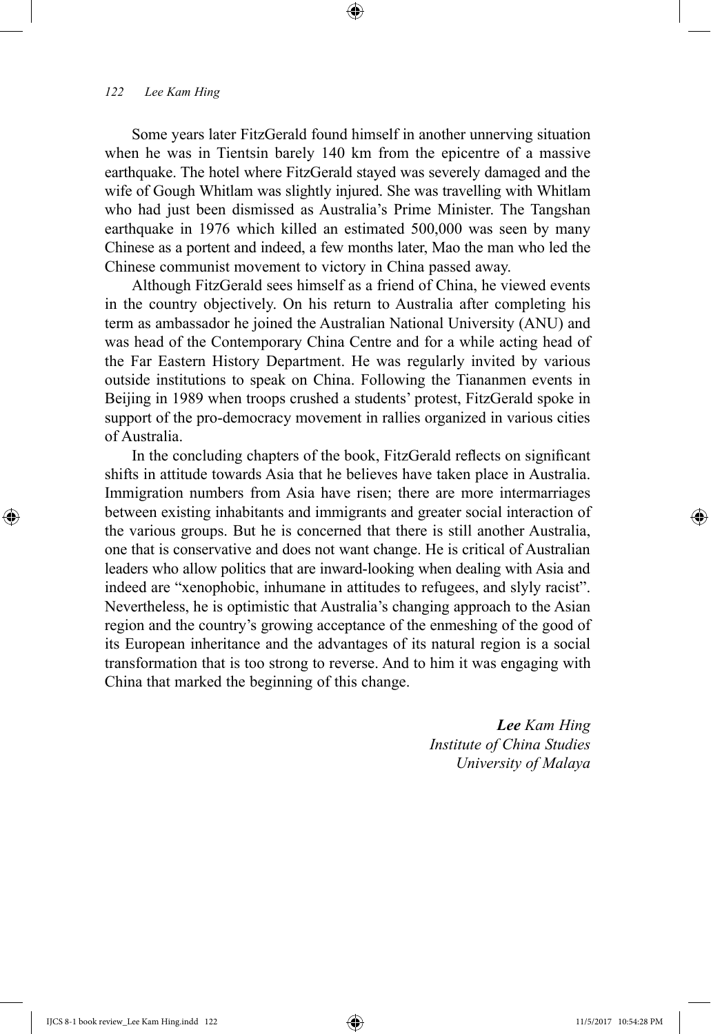Some years later FitzGerald found himself in another unnerving situation when he was in Tientsin barely 140 km from the epicentre of a massive earthquake. The hotel where FitzGerald stayed was severely damaged and the wife of Gough Whitlam was slightly injured. She was travelling with Whitlam who had just been dismissed as Australia's Prime Minister. The Tangshan earthquake in 1976 which killed an estimated 500,000 was seen by many Chinese as a portent and indeed, a few months later, Mao the man who led the Chinese communist movement to victory in China passed away.

Although FitzGerald sees himself as a friend of China, he viewed events in the country objectively. On his return to Australia after completing his term as ambassador he joined the Australian National University (ANU) and was head of the Contemporary China Centre and for a while acting head of the Far Eastern History Department. He was regularly invited by various outside institutions to speak on China. Following the Tiananmen events in Beijing in 1989 when troops crushed a students' protest, FitzGerald spoke in support of the pro-democracy movement in rallies organized in various cities of Australia.

In the concluding chapters of the book, FitzGerald reflects on significant shifts in attitude towards Asia that he believes have taken place in Australia. Immigration numbers from Asia have risen; there are more intermarriages between existing inhabitants and immigrants and greater social interaction of the various groups. But he is concerned that there is still another Australia, one that is conservative and does not want change. He is critical of Australian leaders who allow politics that are inward-looking when dealing with Asia and indeed are "xenophobic, inhumane in attitudes to refugees, and slyly racist". Nevertheless, he is optimistic that Australia's changing approach to the Asian region and the country's growing acceptance of the enmeshing of the good of its European inheritance and the advantages of its natural region is a social transformation that is too strong to reverse. And to him it was engaging with China that marked the beginning of this change.

***Lee** Kam Hing*
*Institute of China Studies*
*University of Malaya*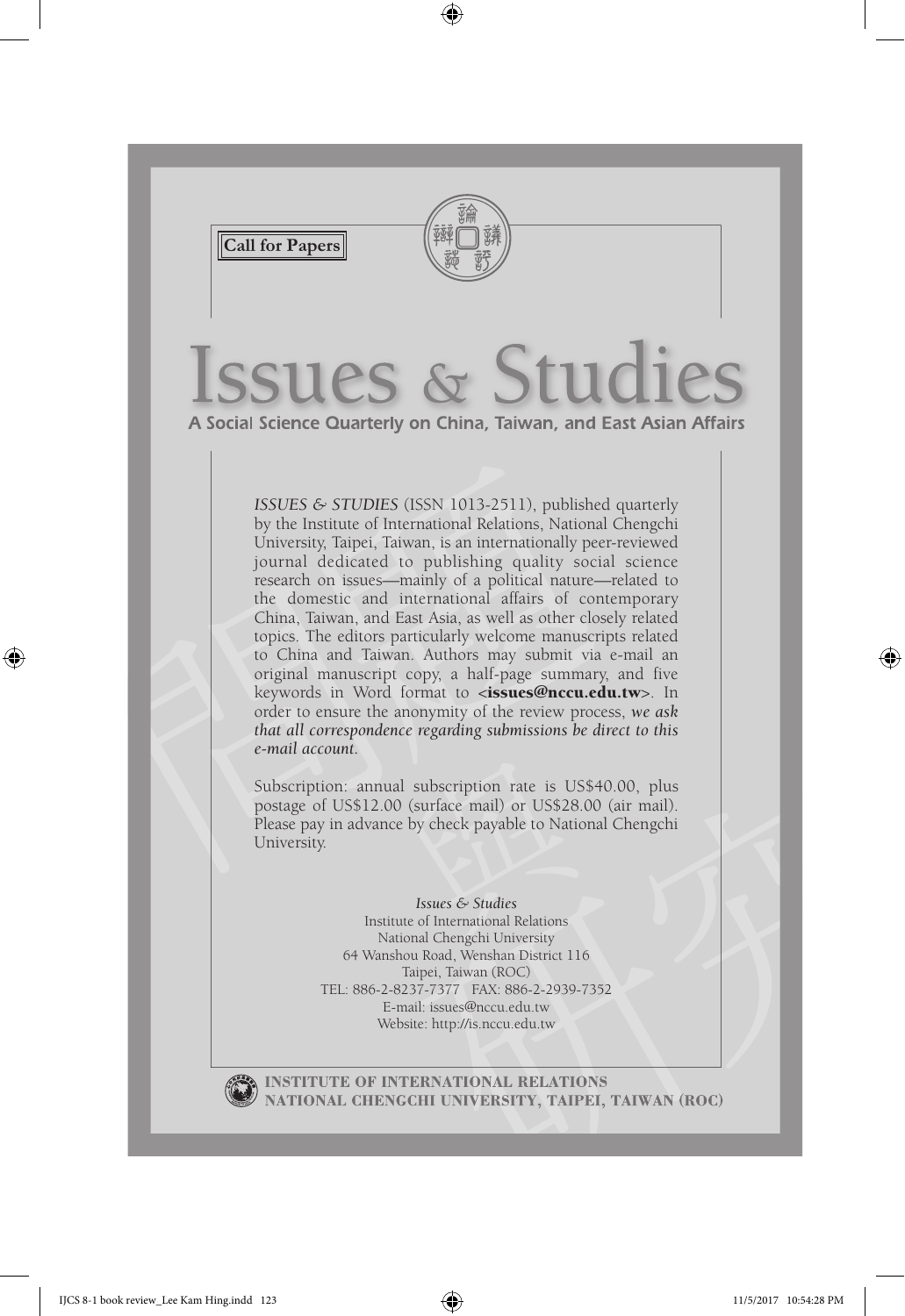**Call for Papers**

# Issues & Studies

A Social Science Quarterly on China, Taiwan, and East Asian Affairs

*ISSUES & STUDIES* (ISSN 1013-2511), published quarterly by the Institute of International Relations, National Chengchi University, Taipei, Taiwan, is an internationally peer-reviewed journal dedicated to publishing quality social science research on issues—mainly of a political nature—related to the domestic and international affairs of contemporary China, Taiwan, and East Asia, as well as other closely related topics. The editors particularly welcome manuscripts related to China and Taiwan. Authors may submit via e-mail an original manuscript copy, a half-page summary, and five keywords in Word format to <**issues@nccu.edu.tw**>. In order to ensure the anonymity of the review process, ***we ask that all correspondence regarding submissions be direct to this e-mail account.***

Subscription: annual subscription rate is US$40.00, plus postage of US$12.00 (surface mail) or US$28.00 (air mail). Please pay in advance by check payable to National Chengchi University.

*Issues & Studies*
Institute of International Relations
National Chengchi University
64 Wanshou Road, Wenshan District 116
Taipei, Taiwan (ROC)
TEL: 886-2-8237-7377 FAX: 886-2-2939-7352
E-mail: issues@nccu.edu.tw
Website: http://is.nccu.edu.tw

**INSTITUTE OF INTERNATIONAL RELATIONS**
**NATIONAL CHENGCHI UNIVERSITY, TAIPEI, TAIWAN (ROC)**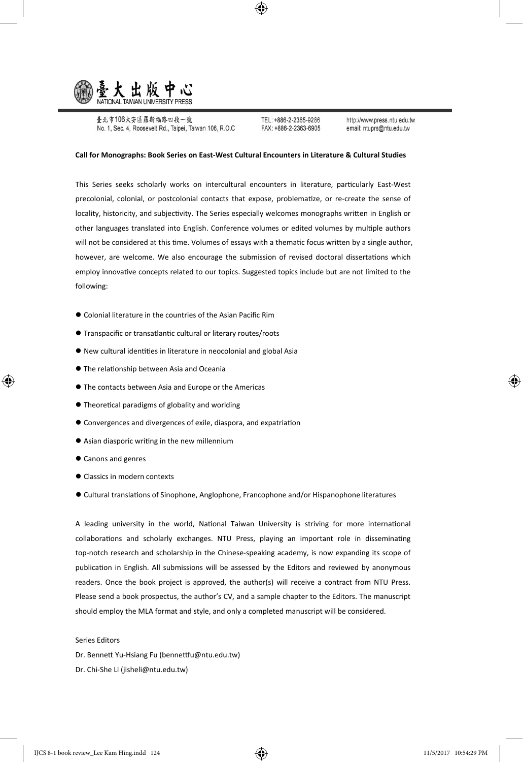臺大出版中心
NATIONAL TAIWAN UNIVERSITY PRESS

臺北市106大安區羅斯福路四段一號
No. 1, Sec. 4, Roosevelt Rd., Taipei, Taiwan 106, R.O.C

TEL: +886-2-2365-9286
FAX: +886-2-2363-6905

http://www.press.ntu.edu.tw
email: ntuprs@ntu.edu.tw

**Call for Monographs: Book Series on East-West Cultural Encounters in Literature & Cultural Studies**

This Series seeks scholarly works on intercultural encounters in literature, particularly East-West precolonial, colonial, or postcolonial contacts that expose, problematize, or re-create the sense of locality, historicity, and subjectivity. The Series especially welcomes monographs written in English or other languages translated into English. Conference volumes or edited volumes by multiple authors will not be considered at this time. Volumes of essays with a thematic focus written by a single author, however, are welcome. We also encourage the submission of revised doctoral dissertations which employ innovative concepts related to our topics. Suggested topics include but are not limited to the following:

- Colonial literature in the countries of the Asian Pacific Rim
- Transpacific or transatlantic cultural or literary routes/roots
- New cultural identities in literature in neocolonial and global Asia
- The relationship between Asia and Oceania
- The contacts between Asia and Europe or the Americas
- Theoretical paradigms of globality and worlding
- Convergences and divergences of exile, diaspora, and expatriation
- Asian diasporic writing in the new millennium
- Canons and genres
- Classics in modern contexts
- Cultural translations of Sinophone, Anglophone, Francophone and/or Hispanophone literatures

A leading university in the world, National Taiwan University is striving for more international collaborations and scholarly exchanges. NTU Press, playing an important role in disseminating top-notch research and scholarship in the Chinese-speaking academy, is now expanding its scope of publication in English. All submissions will be assessed by the Editors and reviewed by anonymous readers. Once the book project is approved, the author(s) will receive a contract from NTU Press. Please send a book prospectus, the author's CV, and a sample chapter to the Editors. The manuscript should employ the MLA format and style, and only a completed manuscript will be considered.

Series Editors

Dr. Bennett Yu-Hsiang Fu (bennettfu@ntu.edu.tw)

Dr. Chi-She Li (jisheli@ntu.edu.tw)